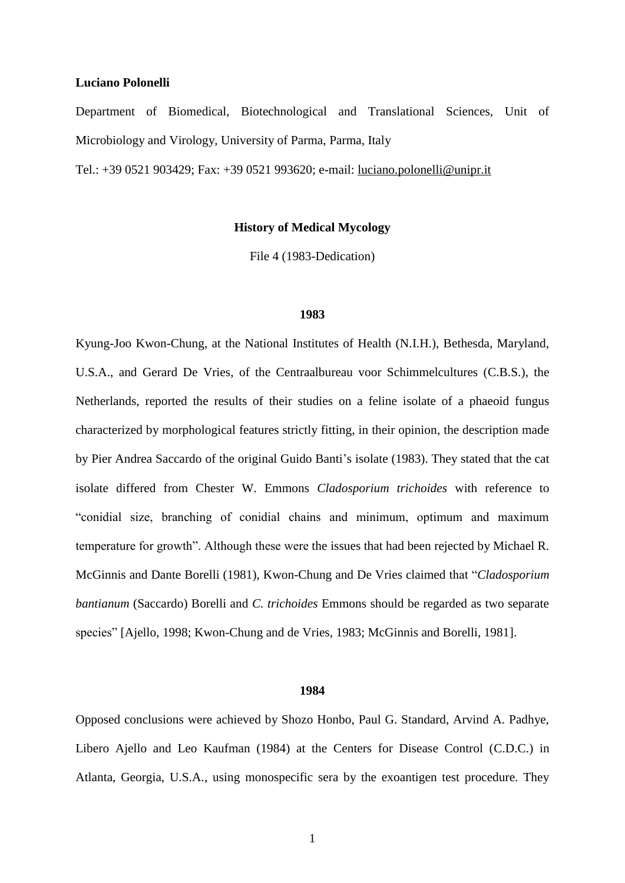**Luciano Polonelli**

Department of Biomedical, Biotechnological and Translational Sciences, Unit of Microbiology and Virology, University of Parma, Parma, Italy

Tel.: +39 0521 903429; Fax: +39 0521 993620; e-mail: luciano.polonelli@unipr.it

# History of Medical Mycology

File 4 (1983-Dedication)

## 1983

Kyung-Joo Kwon-Chung, at the National Institutes of Health (N.I.H.), Bethesda, Maryland, U.S.A., and Gerard De Vries, of the Centraalbureau voor Schimmelcultures (C.B.S.), the Netherlands, reported the results of their studies on a feline isolate of a phaeoid fungus characterized by morphological features strictly fitting, in their opinion, the description made by Pier Andrea Saccardo of the original Guido Banti's isolate (1983). They stated that the cat isolate differed from Chester W. Emmons *Cladosporium trichoides* with reference to "conidial size, branching of conidial chains and minimum, optimum and maximum temperature for growth". Although these were the issues that had been rejected by Michael R. McGinnis and Dante Borelli (1981), Kwon-Chung and De Vries claimed that "*Cladosporium bantianum* (Saccardo) Borelli and *C. trichoides* Emmons should be regarded as two separate species" [Ajello, 1998; Kwon-Chung and de Vries, 1983; McGinnis and Borelli, 1981].

## 1984

Opposed conclusions were achieved by Shozo Honbo, Paul G. Standard, Arvind A. Padhye, Libero Ajello and Leo Kaufman (1984) at the Centers for Disease Control (C.D.C.) in Atlanta, Georgia, U.S.A., using monospecific sera by the exoantigen test procedure. They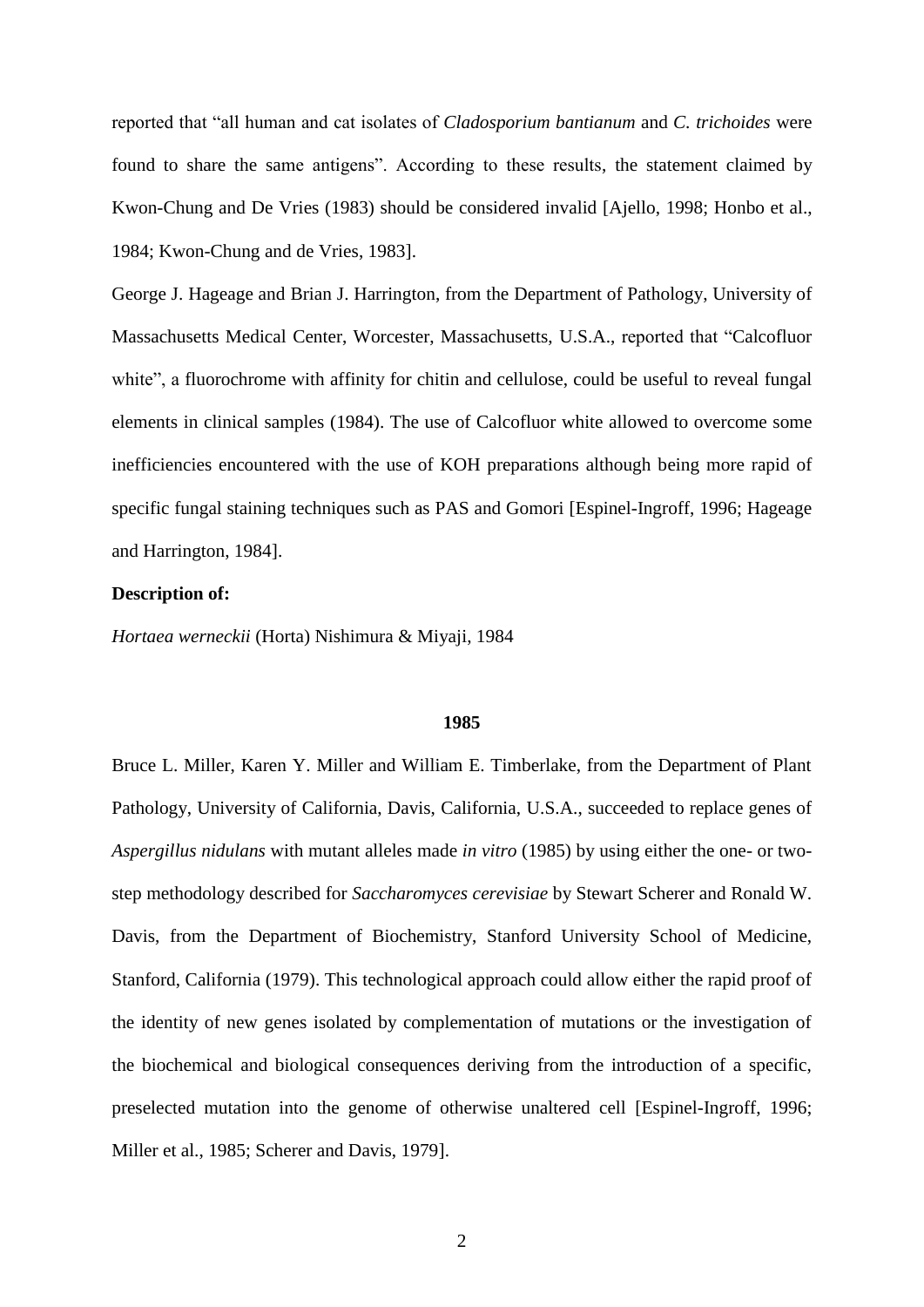reported that "all human and cat isolates of *Cladosporium bantianum* and *C. trichoides* were found to share the same antigens". According to these results, the statement claimed by Kwon-Chung and De Vries (1983) should be considered invalid [Ajello, 1998; Honbo et al., 1984; Kwon-Chung and de Vries, 1983].

George J. Hageage and Brian J. Harrington, from the Department of Pathology, University of Massachusetts Medical Center, Worcester, Massachusetts, U.S.A., reported that "Calcofluor white", a fluorochrome with affinity for chitin and cellulose, could be useful to reveal fungal elements in clinical samples (1984). The use of Calcofluor white allowed to overcome some inefficiencies encountered with the use of KOH preparations although being more rapid of specific fungal staining techniques such as PAS and Gomori [Espinel-Ingroff, 1996; Hageage and Harrington, 1984].

**Description of:**

*Hortaea werneckii* (Horta) Nishimura & Miyaji, 1984

## 1985

Bruce L. Miller, Karen Y. Miller and William E. Timberlake, from the Department of Plant Pathology, University of California, Davis, California, U.S.A., succeeded to replace genes of *Aspergillus nidulans* with mutant alleles made *in vitro* (1985) by using either the one- or two-step methodology described for *Saccharomyces cerevisiae* by Stewart Scherer and Ronald W. Davis, from the Department of Biochemistry, Stanford University School of Medicine, Stanford, California (1979). This technological approach could allow either the rapid proof of the identity of new genes isolated by complementation of mutations or the investigation of the biochemical and biological consequences deriving from the introduction of a specific, preselected mutation into the genome of otherwise unaltered cell [Espinel-Ingroff, 1996; Miller et al., 1985; Scherer and Davis, 1979].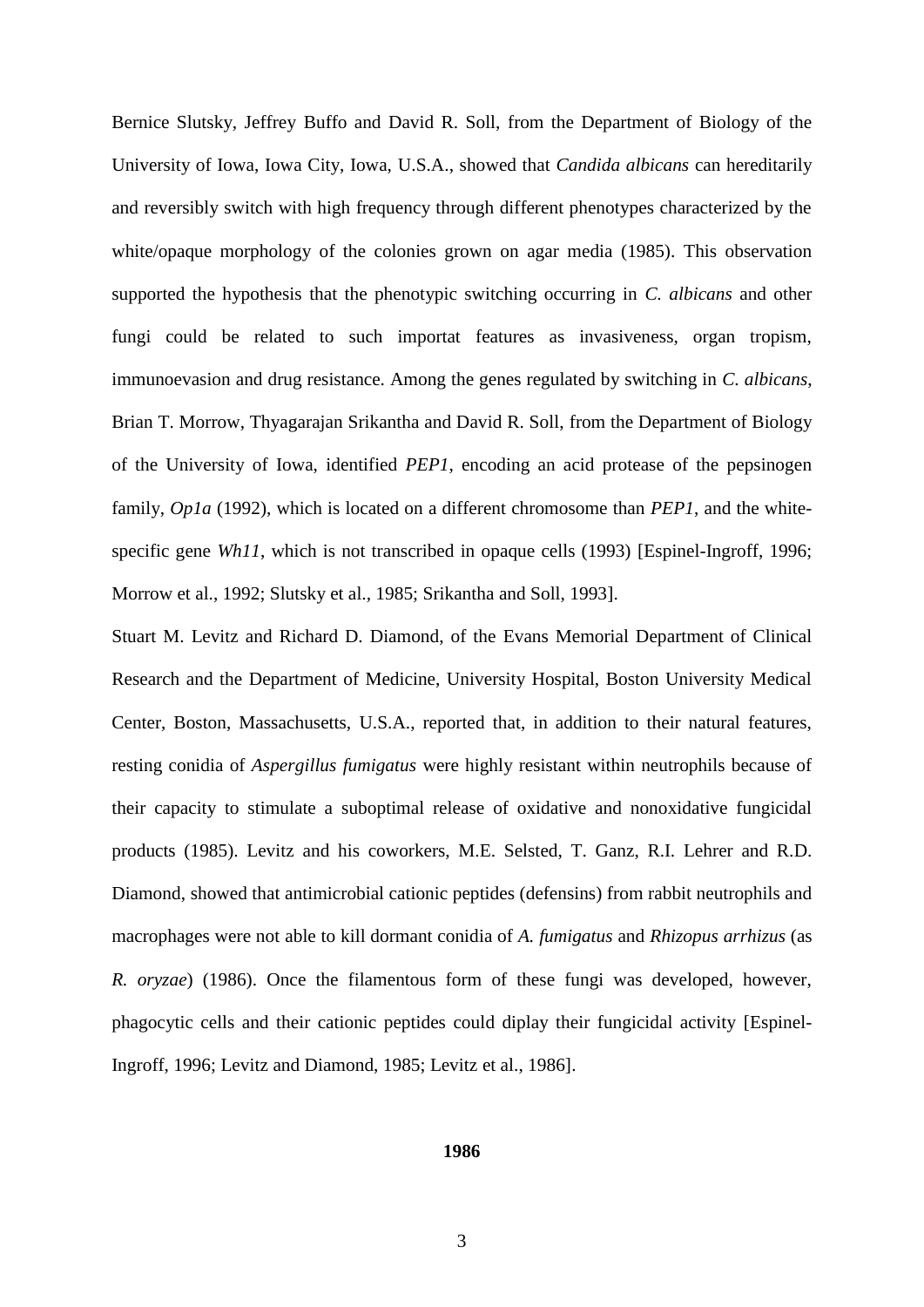Bernice Slutsky, Jeffrey Buffo and David R. Soll, from the Department of Biology of the University of Iowa, Iowa City, Iowa, U.S.A., showed that *Candida albicans* can hereditarily and reversibly switch with high frequency through different phenotypes characterized by the white/opaque morphology of the colonies grown on agar media (1985). This observation supported the hypothesis that the phenotypic switching occurring in *C. albicans* and other fungi could be related to such importat features as invasiveness, organ tropism, immunoevasion and drug resistance. Among the genes regulated by switching in *C. albicans*, Brian T. Morrow, Thyagarajan Srikantha and David R. Soll, from the Department of Biology of the University of Iowa, identified *PEP1*, encoding an acid protease of the pepsinogen family, *Op1a* (1992), which is located on a different chromosome than *PEP1*, and the white-specific gene *Wh11*, which is not transcribed in opaque cells (1993) [Espinel-Ingroff, 1996; Morrow et al., 1992; Slutsky et al., 1985; Srikantha and Soll, 1993].

Stuart M. Levitz and Richard D. Diamond, of the Evans Memorial Department of Clinical Research and the Department of Medicine, University Hospital, Boston University Medical Center, Boston, Massachusetts, U.S.A., reported that, in addition to their natural features, resting conidia of *Aspergillus fumigatus* were highly resistant within neutrophils because of their capacity to stimulate a suboptimal release of oxidative and nonoxidative fungicidal products (1985). Levitz and his coworkers, M.E. Selsted, T. Ganz, R.I. Lehrer and R.D. Diamond, showed that antimicrobial cationic peptides (defensins) from rabbit neutrophils and macrophages were not able to kill dormant conidia of *A. fumigatus* and *Rhizopus arrhizus* (as *R. oryzae*) (1986). Once the filamentous form of these fungi was developed, however, phagocytic cells and their cationic peptides could diplay their fungicidal activity [Espinel-Ingroff, 1996; Levitz and Diamond, 1985; Levitz et al., 1986].

**1986**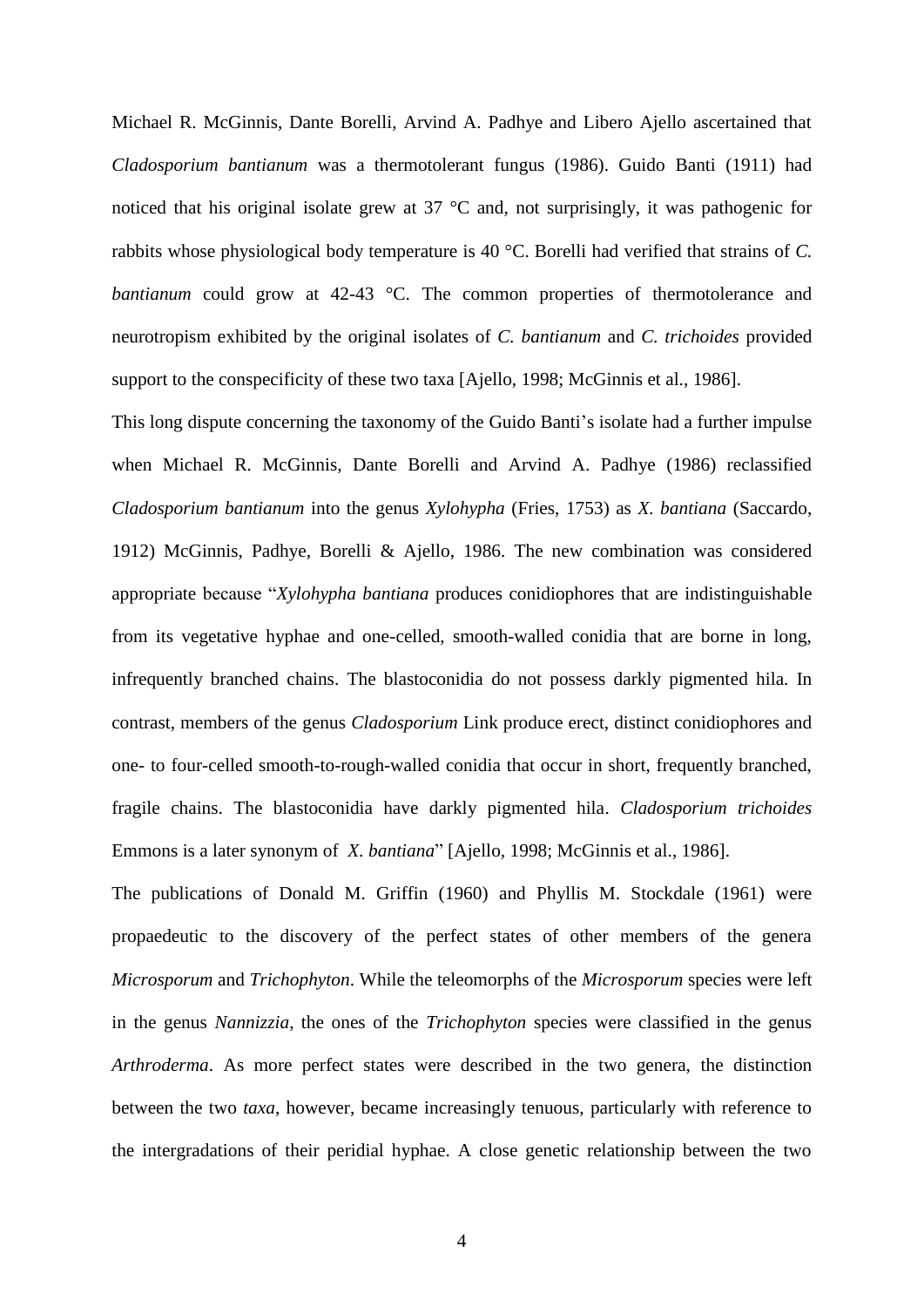Michael R. McGinnis, Dante Borelli, Arvind A. Padhye and Libero Ajello ascertained that *Cladosporium bantianum* was a thermotolerant fungus (1986). Guido Banti (1911) had noticed that his original isolate grew at 37 °C and, not surprisingly, it was pathogenic for rabbits whose physiological body temperature is 40 °C. Borelli had verified that strains of *C. bantianum* could grow at 42-43 °C. The common properties of thermotolerance and neurotropism exhibited by the original isolates of *C. bantianum* and *C. trichoides* provided support to the conspecificity of these two taxa [Ajello, 1998; McGinnis et al., 1986].

This long dispute concerning the taxonomy of the Guido Banti's isolate had a further impulse when Michael R. McGinnis, Dante Borelli and Arvind A. Padhye (1986) reclassified *Cladosporium bantianum* into the genus *Xylohypha* (Fries, 1753) as *X. bantiana* (Saccardo, 1912) McGinnis, Padhye, Borelli & Ajello, 1986. The new combination was considered appropriate because "*Xylohypha bantiana* produces conidiophores that are indistinguishable from its vegetative hyphae and one-celled, smooth-walled conidia that are borne in long, infrequently branched chains. The blastoconidia do not possess darkly pigmented hila. In contrast, members of the genus *Cladosporium* Link produce erect, distinct conidiophores and one- to four-celled smooth-to-rough-walled conidia that occur in short, frequently branched, fragile chains. The blastoconidia have darkly pigmented hila. *Cladosporium trichoides* Emmons is a later synonym of *X. bantiana*" [Ajello, 1998; McGinnis et al., 1986].

The publications of Donald M. Griffin (1960) and Phyllis M. Stockdale (1961) were propaedeutic to the discovery of the perfect states of other members of the genera *Microsporum* and *Trichophyton*. While the teleomorphs of the *Microsporum* species were left in the genus *Nannizzia*, the ones of the *Trichophyton* species were classified in the genus *Arthroderma*. As more perfect states were described in the two genera, the distinction between the two *taxa*, however, became increasingly tenuous, particularly with reference to the intergradations of their peridial hyphae. A close genetic relationship between the two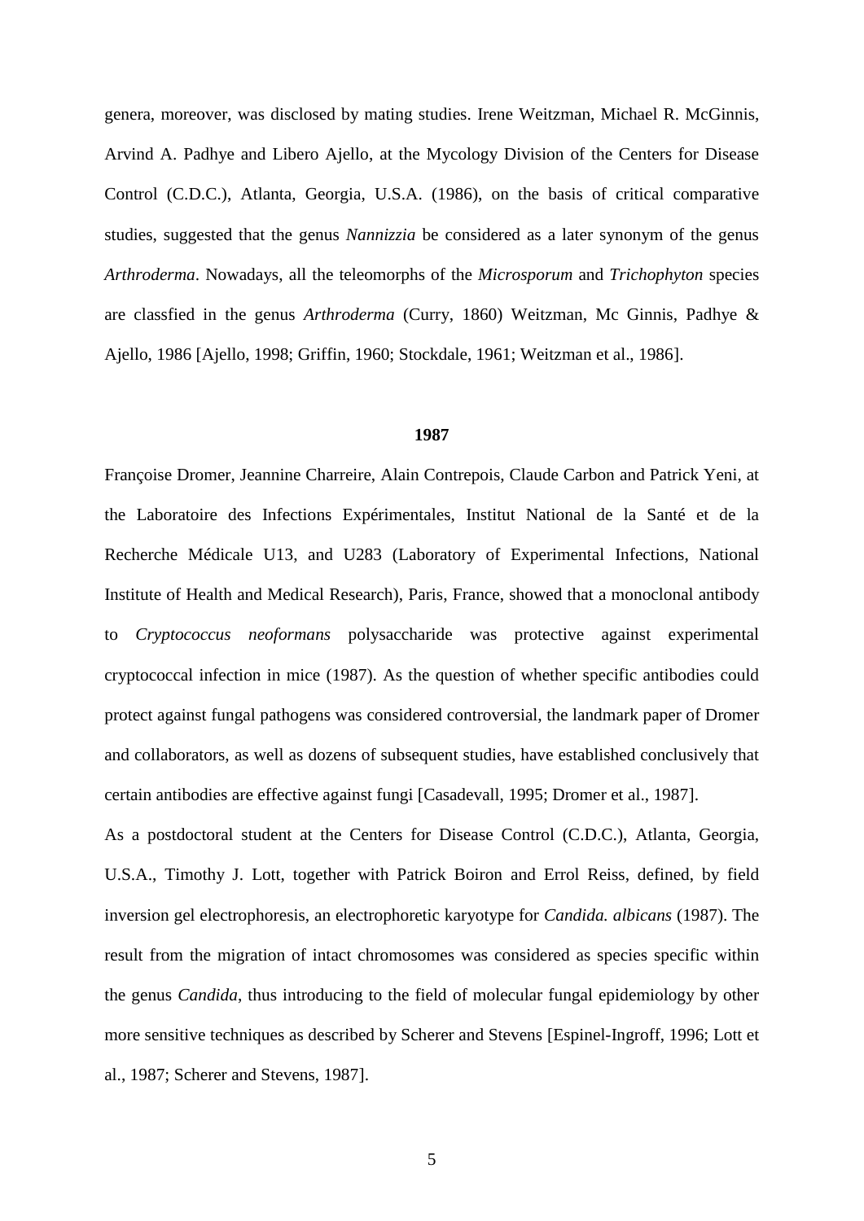genera, moreover, was disclosed by mating studies. Irene Weitzman, Michael R. McGinnis, Arvind A. Padhye and Libero Ajello, at the Mycology Division of the Centers for Disease Control (C.D.C.), Atlanta, Georgia, U.S.A. (1986), on the basis of critical comparative studies, suggested that the genus *Nannizzia* be considered as a later synonym of the genus *Arthroderma*. Nowadays, all the teleomorphs of the *Microsporum* and *Trichophyton* species are classfied in the genus *Arthroderma* (Curry, 1860) Weitzman, Mc Ginnis, Padhye & Ajello, 1986 [Ajello, 1998; Griffin, 1960; Stockdale, 1961; Weitzman et al., 1986].

**1987**

Françoise Dromer, Jeannine Charreire, Alain Contrepois, Claude Carbon and Patrick Yeni, at the Laboratoire des Infections Expérimentales, Institut National de la Santé et de la Recherche Médicale U13, and U283 (Laboratory of Experimental Infections, National Institute of Health and Medical Research), Paris, France, showed that a monoclonal antibody to *Cryptococcus neoformans* polysaccharide was protective against experimental cryptococcal infection in mice (1987). As the question of whether specific antibodies could protect against fungal pathogens was considered controversial, the landmark paper of Dromer and collaborators, as well as dozens of subsequent studies, have established conclusively that certain antibodies are effective against fungi [Casadevall, 1995; Dromer et al., 1987].

As a postdoctoral student at the Centers for Disease Control (C.D.C.), Atlanta, Georgia, U.S.A., Timothy J. Lott, together with Patrick Boiron and Errol Reiss, defined, by field inversion gel electrophoresis, an electrophoretic karyotype for *Candida. albicans* (1987). The result from the migration of intact chromosomes was considered as species specific within the genus *Candida*, thus introducing to the field of molecular fungal epidemiology by other more sensitive techniques as described by Scherer and Stevens [Espinel-Ingroff, 1996; Lott et al., 1987; Scherer and Stevens, 1987].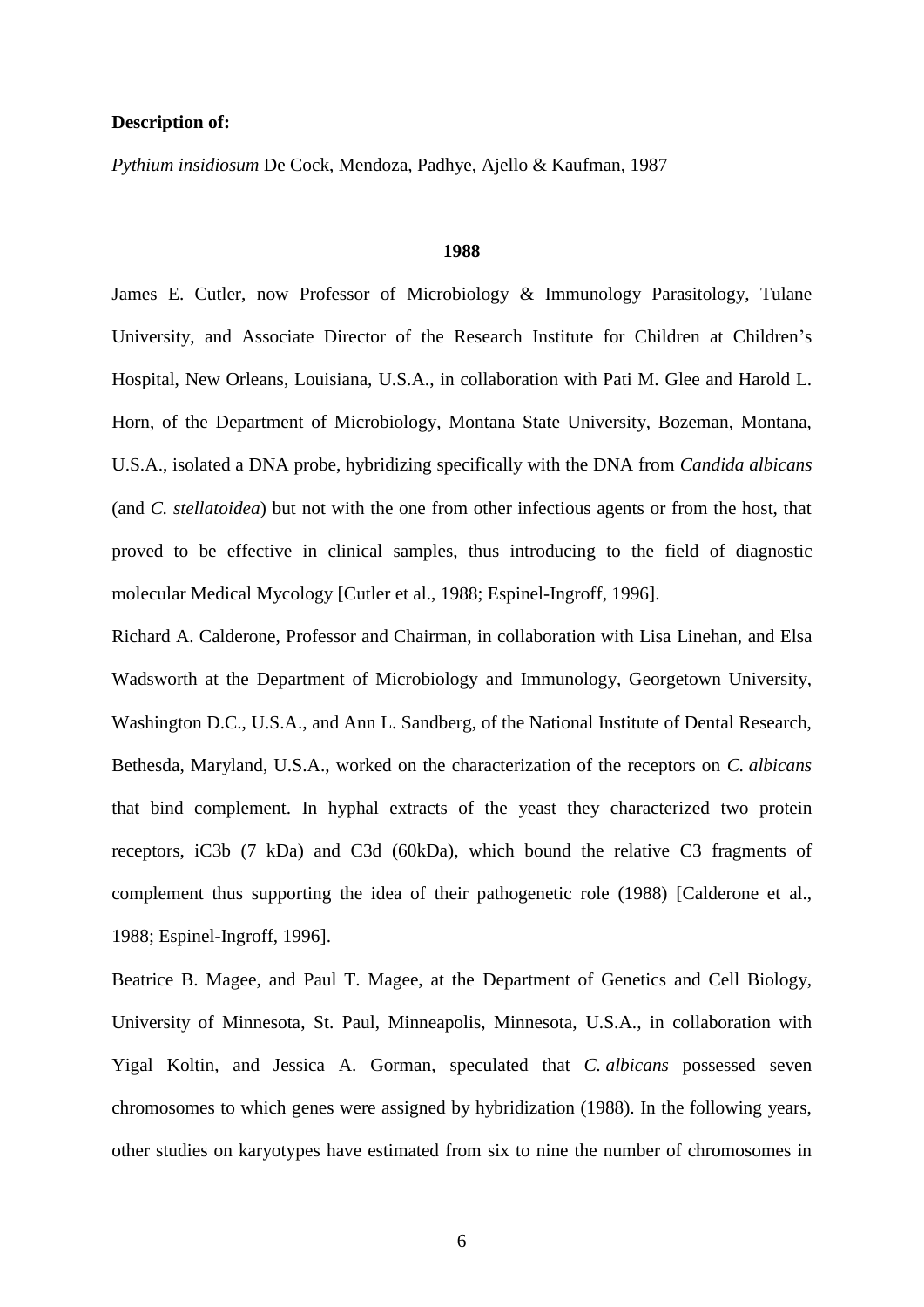**Description of:**

*Pythium insidiosum* De Cock, Mendoza, Padhye, Ajello & Kaufman, 1987

**1988**

James E. Cutler, now Professor of Microbiology & Immunology Parasitology, Tulane University, and Associate Director of the Research Institute for Children at Children's Hospital, New Orleans, Louisiana, U.S.A., in collaboration with Pati M. Glee and Harold L. Horn, of the Department of Microbiology, Montana State University, Bozeman, Montana, U.S.A., isolated a DNA probe, hybridizing specifically with the DNA from *Candida albicans* (and *C. stellatoidea*) but not with the one from other infectious agents or from the host, that proved to be effective in clinical samples, thus introducing to the field of diagnostic molecular Medical Mycology [Cutler et al., 1988; Espinel-Ingroff, 1996].

Richard A. Calderone, Professor and Chairman, in collaboration with Lisa Linehan, and Elsa Wadsworth at the Department of Microbiology and Immunology, Georgetown University, Washington D.C., U.S.A., and Ann L. Sandberg, of the National Institute of Dental Research, Bethesda, Maryland, U.S.A., worked on the characterization of the receptors on *C. albicans* that bind complement. In hyphal extracts of the yeast they characterized two protein receptors, iC3b (7 kDa) and C3d (60kDa), which bound the relative C3 fragments of complement thus supporting the idea of their pathogenetic role (1988) [Calderone et al., 1988; Espinel-Ingroff, 1996].

Beatrice B. Magee, and Paul T. Magee, at the Department of Genetics and Cell Biology, University of Minnesota, St. Paul, Minneapolis, Minnesota, U.S.A., in collaboration with Yigal Koltin, and Jessica A. Gorman, speculated that *C. albicans* possessed seven chromosomes to which genes were assigned by hybridization (1988). In the following years, other studies on karyotypes have estimated from six to nine the number of chromosomes in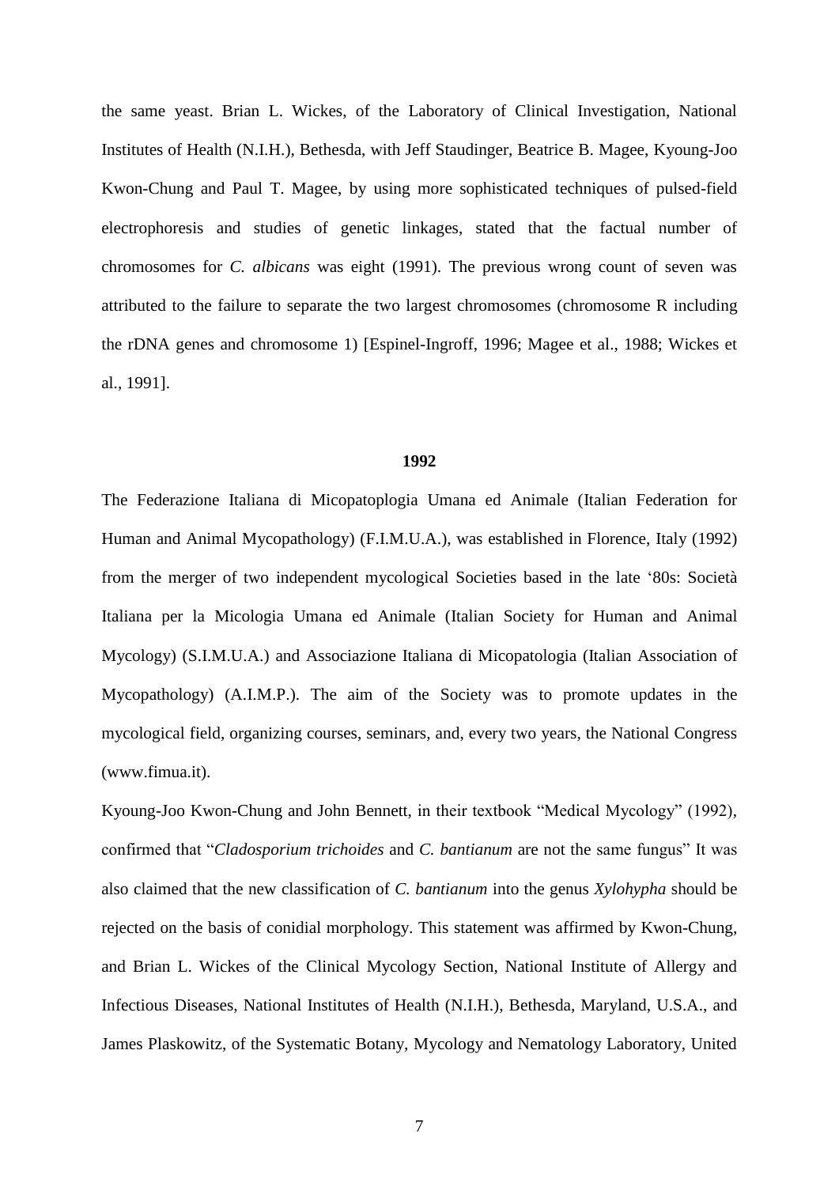the same yeast. Brian L. Wickes, of the Laboratory of Clinical Investigation, National Institutes of Health (N.I.H.), Bethesda, with Jeff Staudinger, Beatrice B. Magee, Kyoung-Joo Kwon-Chung and Paul T. Magee, by using more sophisticated techniques of pulsed-field electrophoresis and studies of genetic linkages, stated that the factual number of chromosomes for *C. albicans* was eight (1991). The previous wrong count of seven was attributed to the failure to separate the two largest chromosomes (chromosome R including the rDNA genes and chromosome 1) [Espinel-Ingroff, 1996; Magee et al., 1988; Wickes et al., 1991].

**1992**

The Federazione Italiana di Micopatoplogia Umana ed Animale (Italian Federation for Human and Animal Mycopathology) (F.I.M.U.A.), was established in Florence, Italy (1992) from the merger of two independent mycological Societies based in the late '80s: Società Italiana per la Micologia Umana ed Animale (Italian Society for Human and Animal Mycology) (S.I.M.U.A.) and Associazione Italiana di Micopatologia (Italian Association of Mycopathology) (A.I.M.P.). The aim of the Society was to promote updates in the mycological field, organizing courses, seminars, and, every two years, the National Congress (www.fimua.it).

Kyoung-Joo Kwon-Chung and John Bennett, in their textbook "Medical Mycology" (1992), confirmed that "*Cladosporium trichoides* and *C. bantianum* are not the same fungus" It was also claimed that the new classification of *C. bantianum* into the genus *Xylohypha* should be rejected on the basis of conidial morphology. This statement was affirmed by Kwon-Chung, and Brian L. Wickes of the Clinical Mycology Section, National Institute of Allergy and Infectious Diseases, National Institutes of Health (N.I.H.), Bethesda, Maryland, U.S.A., and James Plaskowitz, of the Systematic Botany, Mycology and Nematology Laboratory, United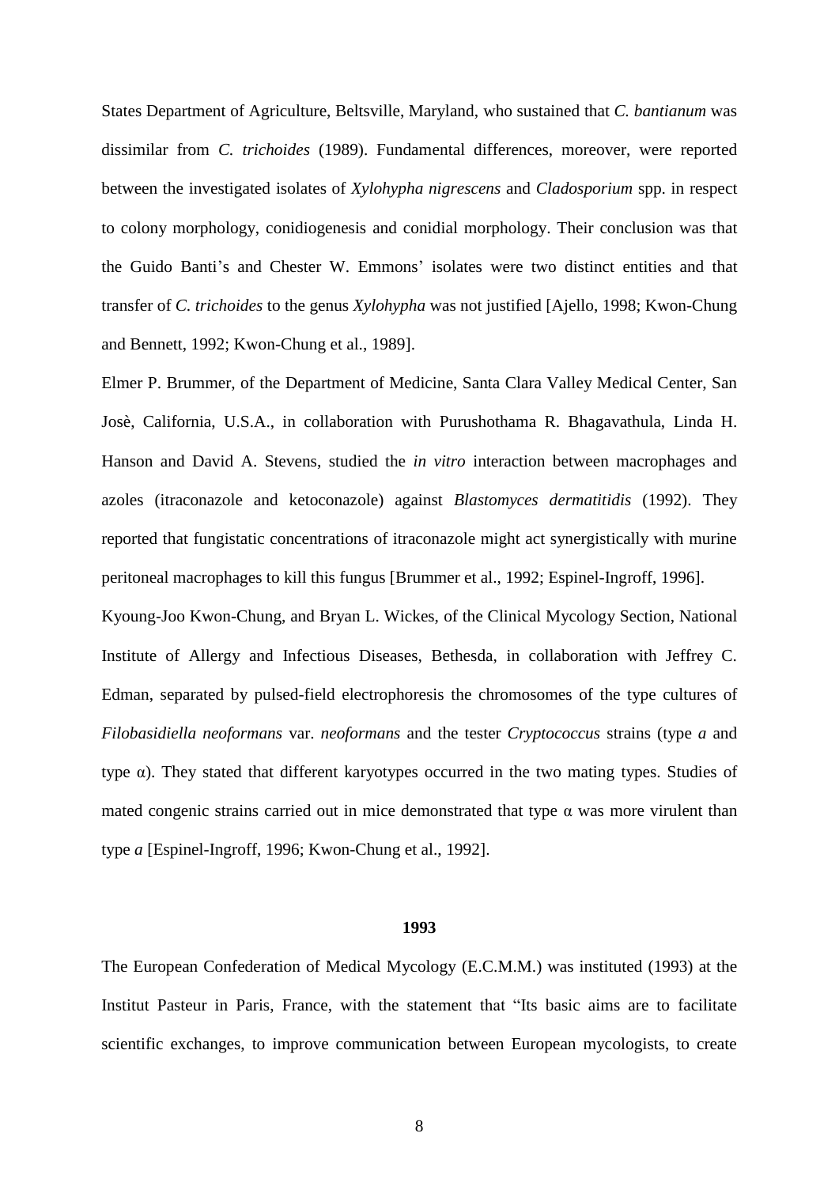States Department of Agriculture, Beltsville, Maryland, who sustained that *C. bantianum* was dissimilar from *C. trichoides* (1989). Fundamental differences, moreover, were reported between the investigated isolates of *Xylohypha nigrescens* and *Cladosporium* spp. in respect to colony morphology, conidiogenesis and conidial morphology. Their conclusion was that the Guido Banti's and Chester W. Emmons' isolates were two distinct entities and that transfer of *C. trichoides* to the genus *Xylohypha* was not justified [Ajello, 1998; Kwon-Chung and Bennett, 1992; Kwon-Chung et al., 1989].

Elmer P. Brummer, of the Department of Medicine, Santa Clara Valley Medical Center, San Josè, California, U.S.A., in collaboration with Purushothama R. Bhagavathula, Linda H. Hanson and David A. Stevens, studied the *in vitro* interaction between macrophages and azoles (itraconazole and ketoconazole) against *Blastomyces dermatitidis* (1992). They reported that fungistatic concentrations of itraconazole might act synergistically with murine peritoneal macrophages to kill this fungus [Brummer et al., 1992; Espinel-Ingroff, 1996].

Kyoung-Joo Kwon-Chung, and Bryan L. Wickes, of the Clinical Mycology Section, National Institute of Allergy and Infectious Diseases, Bethesda, in collaboration with Jeffrey C. Edman, separated by pulsed-field electrophoresis the chromosomes of the type cultures of *Filobasidiella neoformans* var. *neoformans* and the tester *Cryptococcus* strains (type *a* and type α). They stated that different karyotypes occurred in the two mating types. Studies of mated congenic strains carried out in mice demonstrated that type α was more virulent than type *a* [Espinel-Ingroff, 1996; Kwon-Chung et al., 1992].

**1993**

The European Confederation of Medical Mycology (E.C.M.M.) was instituted (1993) at the Institut Pasteur in Paris, France, with the statement that "Its basic aims are to facilitate scientific exchanges, to improve communication between European mycologists, to create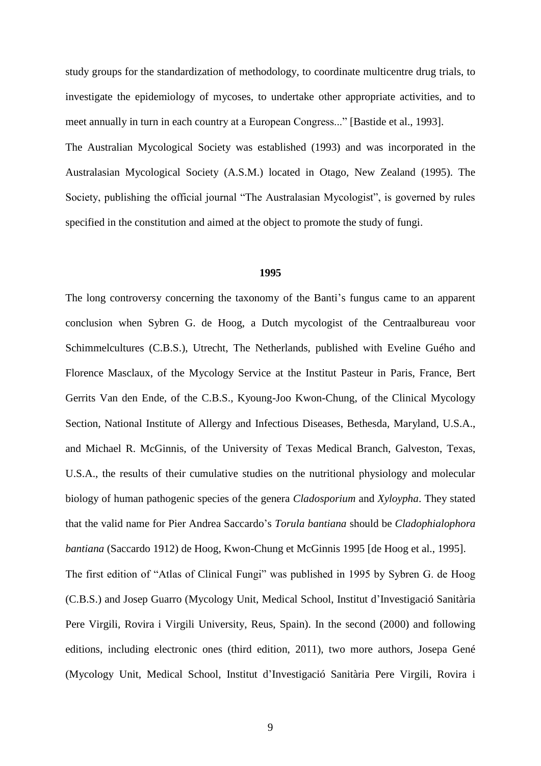study groups for the standardization of methodology, to coordinate multicentre drug trials, to investigate the epidemiology of mycoses, to undertake other appropriate activities, and to meet annually in turn in each country at a European Congress..." [Bastide et al., 1993].

The Australian Mycological Society was established (1993) and was incorporated in the Australasian Mycological Society (A.S.M.) located in Otago, New Zealand (1995). The Society, publishing the official journal "The Australasian Mycologist", is governed by rules specified in the constitution and aimed at the object to promote the study of fungi.

**1995**

The long controversy concerning the taxonomy of the Banti's fungus came to an apparent conclusion when Sybren G. de Hoog, a Dutch mycologist of the Centraalbureau voor Schimmelcultures (C.B.S.), Utrecht, The Netherlands, published with Eveline Guého and Florence Masclaux, of the Mycology Service at the Institut Pasteur in Paris, France, Bert Gerrits Van den Ende, of the C.B.S., Kyoung-Joo Kwon-Chung, of the Clinical Mycology Section, National Institute of Allergy and Infectious Diseases, Bethesda, Maryland, U.S.A., and Michael R. McGinnis, of the University of Texas Medical Branch, Galveston, Texas, U.S.A., the results of their cumulative studies on the nutritional physiology and molecular biology of human pathogenic species of the genera *Cladosporium* and *Xyloypha*. They stated that the valid name for Pier Andrea Saccardo's *Torula bantiana* should be *Cladophialophora bantiana* (Saccardo 1912) de Hoog, Kwon-Chung et McGinnis 1995 [de Hoog et al., 1995].

The first edition of "Atlas of Clinical Fungi" was published in 1995 by Sybren G. de Hoog (C.B.S.) and Josep Guarro (Mycology Unit, Medical School, Institut d'Investigació Sanitària Pere Virgili, Rovira i Virgili University, Reus, Spain). In the second (2000) and following editions, including electronic ones (third edition, 2011), two more authors, Josepa Gené (Mycology Unit, Medical School, Institut d'Investigació Sanitària Pere Virgili, Rovira i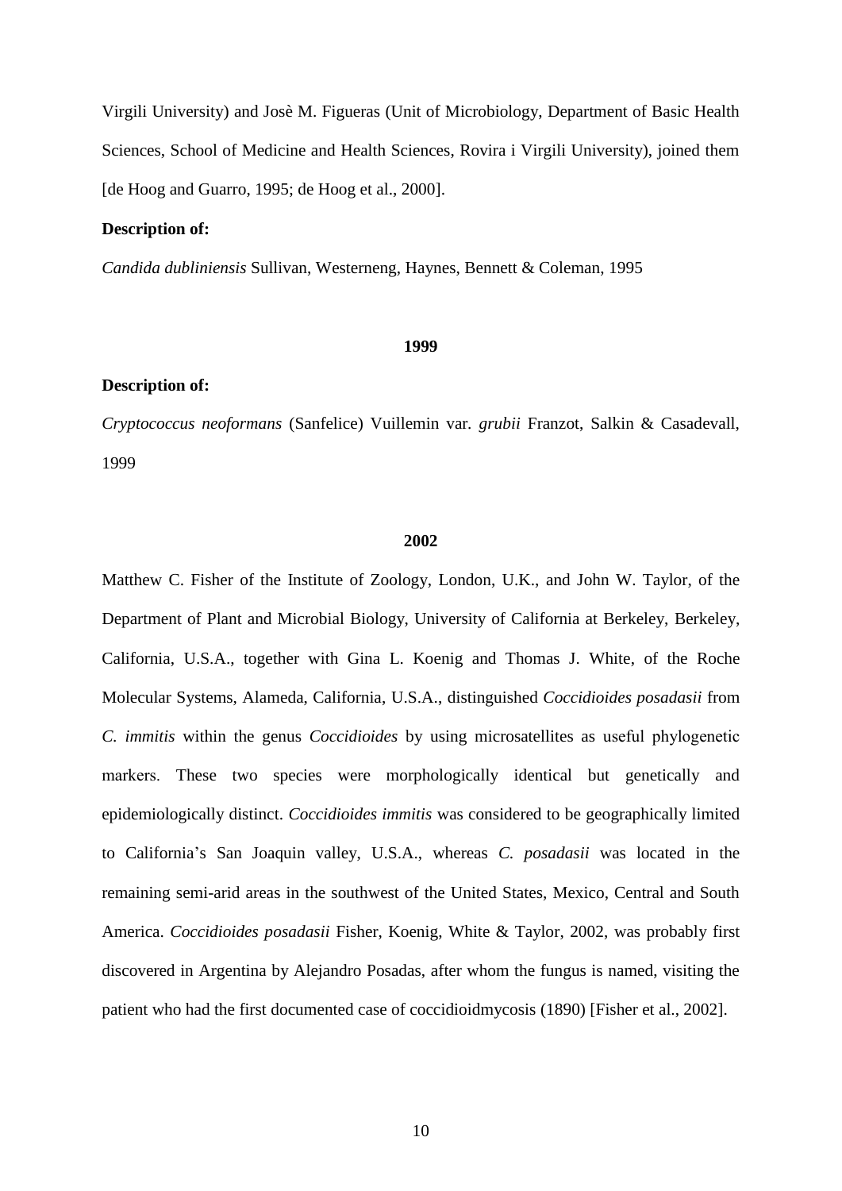Virgili University) and Josè M. Figueras (Unit of Microbiology, Department of Basic Health Sciences, School of Medicine and Health Sciences, Rovira i Virgili University), joined them [de Hoog and Guarro, 1995; de Hoog et al., 2000].

**Description of:**

*Candida dubliniensis* Sullivan, Westerneng, Haynes, Bennett & Coleman, 1995

**1999**

**Description of:**

*Cryptococcus neoformans* (Sanfelice) Vuillemin var. *grubii* Franzot, Salkin & Casadevall, 1999

**2002**

Matthew C. Fisher of the Institute of Zoology, London, U.K., and John W. Taylor, of the Department of Plant and Microbial Biology, University of California at Berkeley, Berkeley, California, U.S.A., together with Gina L. Koenig and Thomas J. White, of the Roche Molecular Systems, Alameda, California, U.S.A., distinguished *Coccidioides posadasii* from *C. immitis* within the genus *Coccidioides* by using microsatellites as useful phylogenetic markers. These two species were morphologically identical but genetically and epidemiologically distinct. *Coccidioides immitis* was considered to be geographically limited to California's San Joaquin valley, U.S.A., whereas *C. posadasii* was located in the remaining semi-arid areas in the southwest of the United States, Mexico, Central and South America. *Coccidioides posadasii* Fisher, Koenig, White & Taylor, 2002, was probably first discovered in Argentina by Alejandro Posadas, after whom the fungus is named, visiting the patient who had the first documented case of coccidioidmycosis (1890) [Fisher et al., 2002].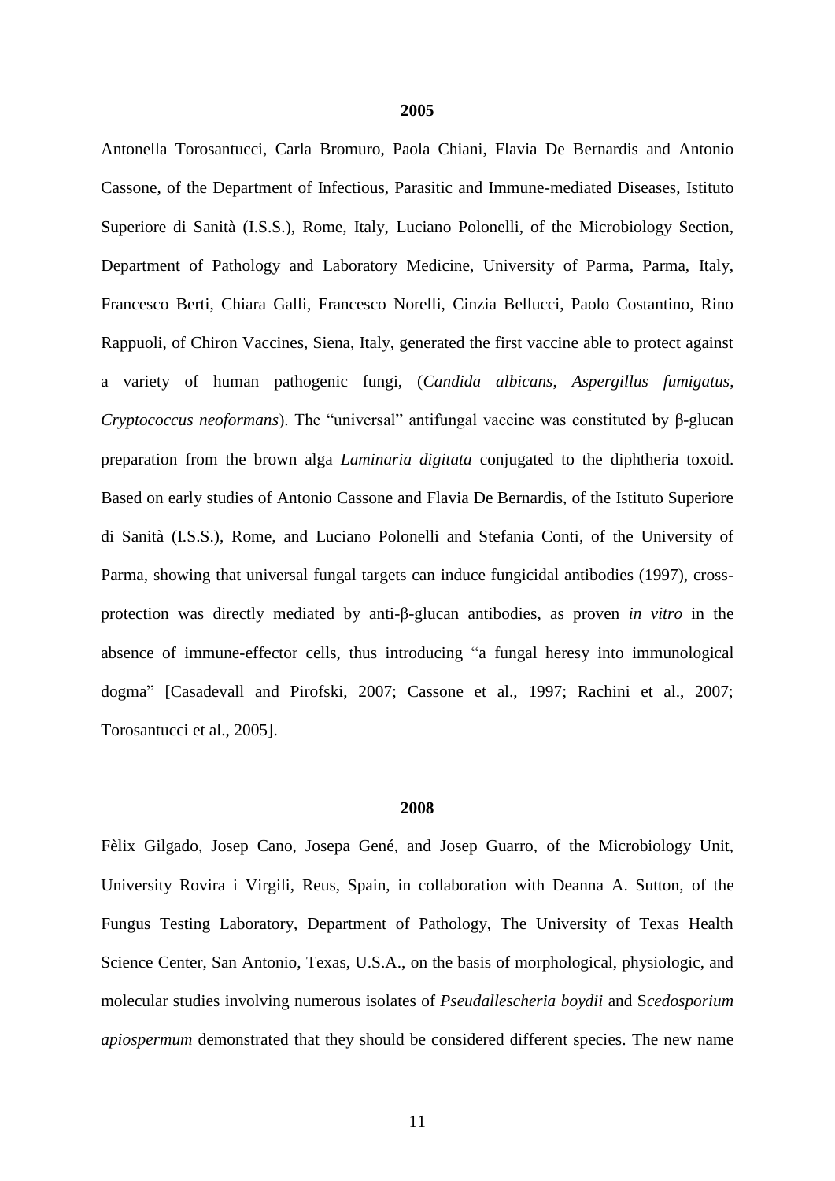**2005**

Antonella Torosantucci, Carla Bromuro, Paola Chiani, Flavia De Bernardis and Antonio Cassone, of the Department of Infectious, Parasitic and Immune-mediated Diseases, Istituto Superiore di Sanità (I.S.S.), Rome, Italy, Luciano Polonelli, of the Microbiology Section, Department of Pathology and Laboratory Medicine, University of Parma, Parma, Italy, Francesco Berti, Chiara Galli, Francesco Norelli, Cinzia Bellucci, Paolo Costantino, Rino Rappuoli, of Chiron Vaccines, Siena, Italy, generated the first vaccine able to protect against a variety of human pathogenic fungi, (*Candida albicans*, *Aspergillus fumigatus*, *Cryptococcus neoformans*). The "universal" antifungal vaccine was constituted by β-glucan preparation from the brown alga *Laminaria digitata* conjugated to the diphtheria toxoid. Based on early studies of Antonio Cassone and Flavia De Bernardis, of the Istituto Superiore di Sanità (I.S.S.), Rome, and Luciano Polonelli and Stefania Conti, of the University of Parma, showing that universal fungal targets can induce fungicidal antibodies (1997), cross-protection was directly mediated by anti-β-glucan antibodies, as proven *in vitro* in the absence of immune-effector cells, thus introducing "a fungal heresy into immunological dogma" [Casadevall and Pirofski, 2007; Cassone et al., 1997; Rachini et al., 2007; Torosantucci et al., 2005].

**2008**

Fèlix Gilgado, Josep Cano, Josepa Gené, and Josep Guarro, of the Microbiology Unit, University Rovira i Virgili, Reus, Spain, in collaboration with Deanna A. Sutton, of the Fungus Testing Laboratory, Department of Pathology, The University of Texas Health Science Center, San Antonio, Texas, U.S.A., on the basis of morphological, physiologic, and molecular studies involving numerous isolates of *Pseudallescheria boydii* and S*cedosporium apiospermum* demonstrated that they should be considered different species. The new name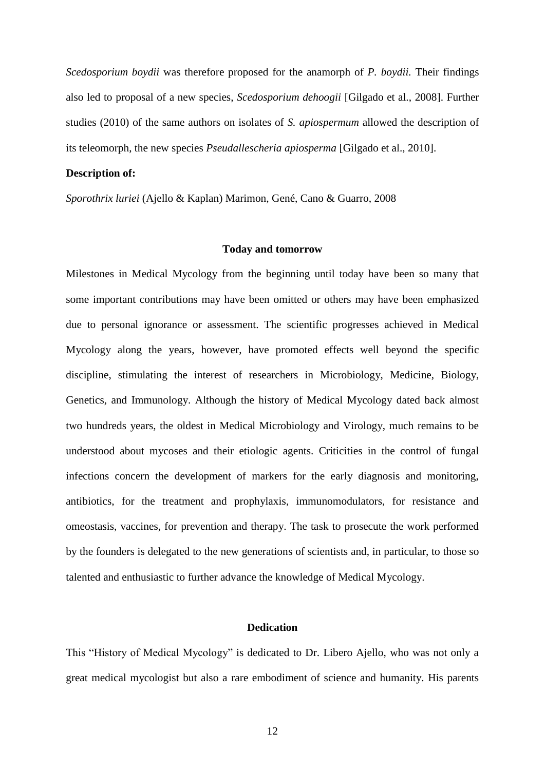*Scedosporium boydii* was therefore proposed for the anamorph of *P. boydii.* Their findings also led to proposal of a new species, *Scedosporium dehoogii* [Gilgado et al., 2008]. Further studies (2010) of the same authors on isolates of *S. apiospermum* allowed the description of its teleomorph, the new species *Pseudallescheria apiosperma* [Gilgado et al., 2010].

**Description of:**

*Sporothrix luriei* (Ajello & Kaplan) Marimon, Gené, Cano & Guarro, 2008

## Today and tomorrow

Milestones in Medical Mycology from the beginning until today have been so many that some important contributions may have been omitted or others may have been emphasized due to personal ignorance or assessment. The scientific progresses achieved in Medical Mycology along the years, however, have promoted effects well beyond the specific discipline, stimulating the interest of researchers in Microbiology, Medicine, Biology, Genetics, and Immunology. Although the history of Medical Mycology dated back almost two hundreds years, the oldest in Medical Microbiology and Virology, much remains to be understood about mycoses and their etiologic agents. Criticities in the control of fungal infections concern the development of markers for the early diagnosis and monitoring, antibiotics, for the treatment and prophylaxis, immunomodulators, for resistance and omeostasis, vaccines, for prevention and therapy. The task to prosecute the work performed by the founders is delegated to the new generations of scientists and, in particular, to those so talented and enthusiastic to further advance the knowledge of Medical Mycology.

## Dedication

This "History of Medical Mycology" is dedicated to Dr. Libero Ajello, who was not only a great medical mycologist but also a rare embodiment of science and humanity. His parents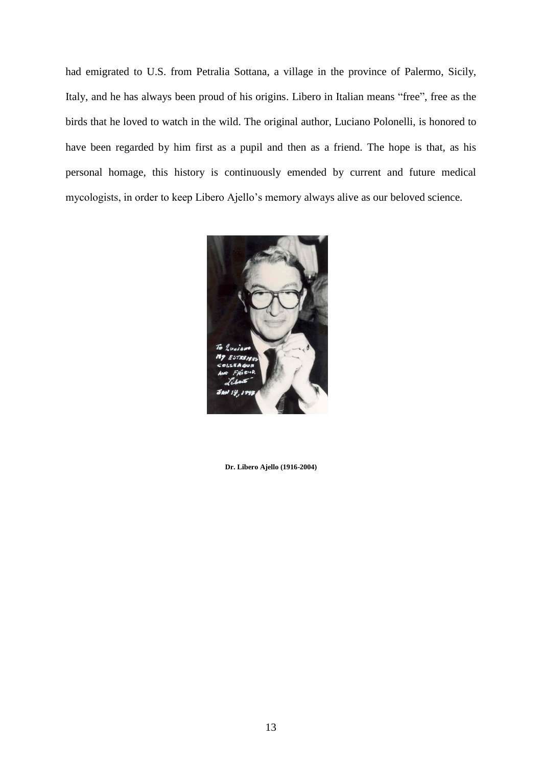had emigrated to U.S. from Petralia Sottana, a village in the province of Palermo, Sicily, Italy, and he has always been proud of his origins. Libero in Italian means "free", free as the birds that he loved to watch in the wild. The original author, Luciano Polonelli, is honored to have been regarded by him first as a pupil and then as a friend. The hope is that, as his personal homage, this history is continuously emended by current and future medical mycologists, in order to keep Libero Ajello's memory always alive as our beloved science.

**Dr. Libero Ajello (1916-2004)**